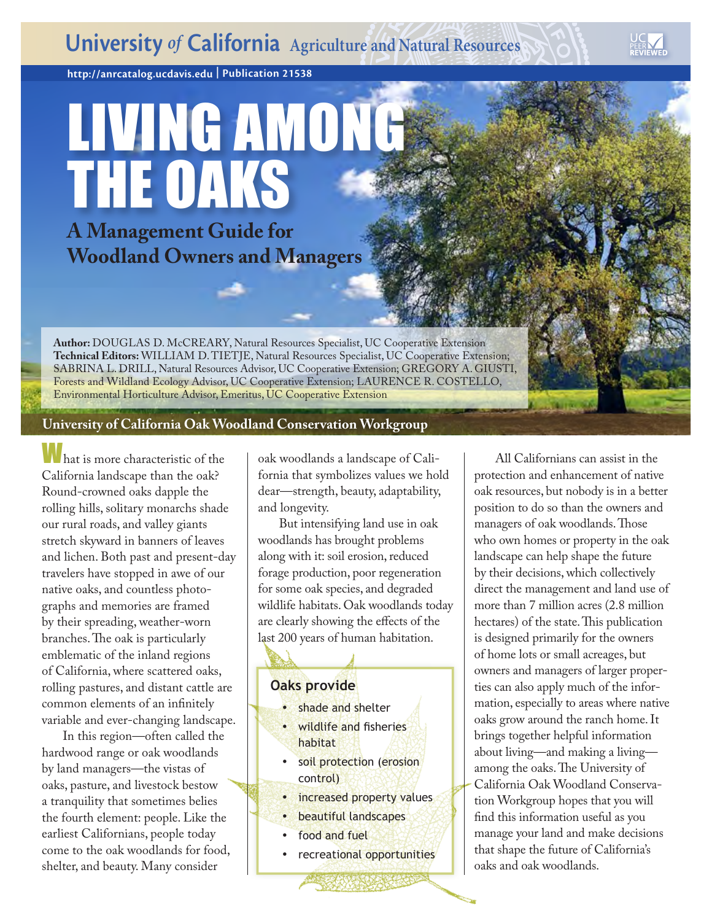University of California Agriculture and Natural Resources

http://anrcatalog.ucdavis.edu | Publication 21538

# LIVING AMONG THE OAKS

## A Management Guide for Woodland Owners and Managers

**Author:** DOUGLAS D. McCREARY, Natural Resources Specialist, UC Cooperative Extension
**Technical Editors:** WILLIAM D. TIETJE, Natural Resources Specialist, UC Cooperative Extension; SABRINA L. DRILL, Natural Resources Advisor, UC Cooperative Extension; GREGORY A. GIUSTI, Forests and Wildland Ecology Advisor, UC Cooperative Extension; LAURENCE R. COSTELLO, Environmental Horticulture Advisor, Emeritus, UC Cooperative Extension

**University of California Oak Woodland Conservation Workgroup**

What is more characteristic of the California landscape than the oak? Round-crowned oaks dapple the rolling hills, solitary monarchs shade our rural roads, and valley giants stretch skyward in banners of leaves and lichen. Both past and present-day travelers have stopped in awe of our native oaks, and countless photographs and memories are framed by their spreading, weather-worn branches. The oak is particularly emblematic of the inland regions of California, where scattered oaks, rolling pastures, and distant cattle are common elements of an infinitely variable and ever-changing landscape.

In this region—often called the hardwood range or oak woodlands by land managers—the vistas of oaks, pasture, and livestock bestow a tranquility that sometimes belies the fourth element: people. Like the earliest Californians, people today come to the oak woodlands for food, shelter, and beauty. Many consider oak woodlands a landscape of California that symbolizes values we hold dear—strength, beauty, adaptability, and longevity.

But intensifying land use in oak woodlands has brought problems along with it: soil erosion, reduced forage production, poor regeneration for some oak species, and degraded wildlife habitats. Oak woodlands today are clearly showing the effects of the last 200 years of human habitation.

**Oaks provide**

- shade and shelter
- wildlife and fisheries habitat
- soil protection (erosion control)
- increased property values
- beautiful landscapes
- food and fuel
- recreational opportunities

All Californians can assist in the protection and enhancement of native oak resources, but nobody is in a better position to do so than the owners and managers of oak woodlands. Those who own homes or property in the oak landscape can help shape the future by their decisions, which collectively direct the management and land use of more than 7 million acres (2.8 million hectares) of the state. This publication is designed primarily for the owners of home lots or small acreages, but owners and managers of larger properties can also apply much of the information, especially to areas where native oaks grow around the ranch home. It brings together helpful information about living—and making a living—among the oaks. The University of California Oak Woodland Conservation Workgroup hopes that you will find this information useful as you manage your land and make decisions that shape the future of California's oaks and oak woodlands.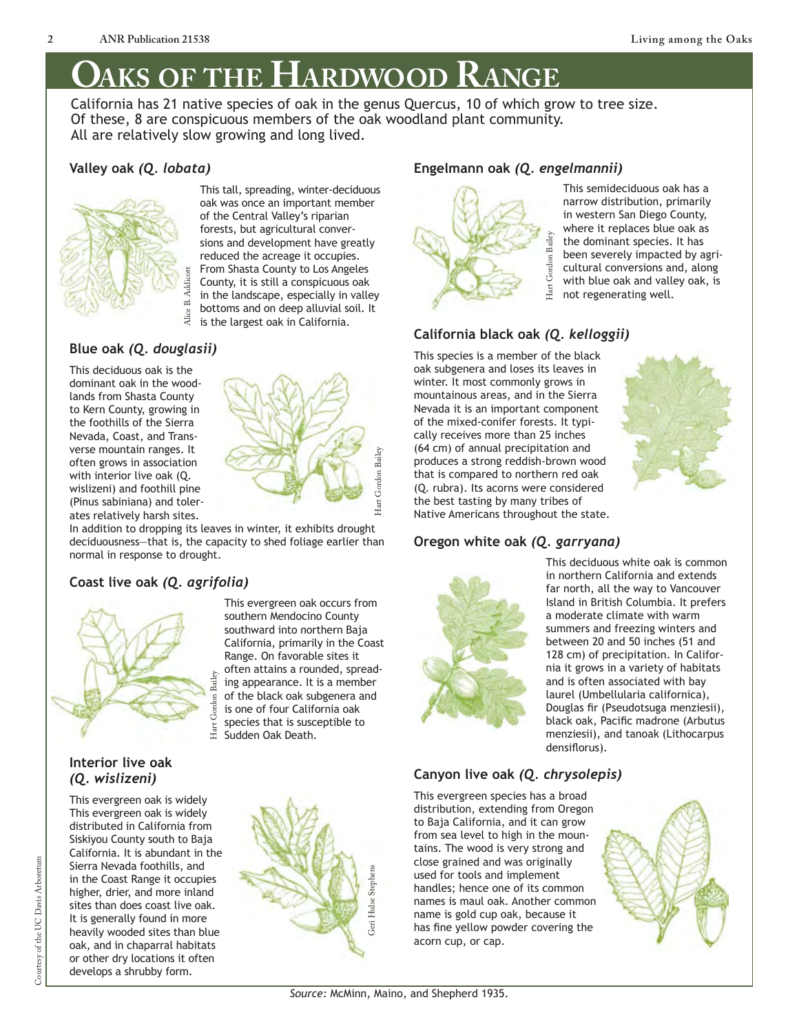# Oaks of the Hardwood Range

California has 21 native species of oak in the genus Quercus, 10 of which grow to tree size. Of these, 8 are conspicuous members of the oak woodland plant community. All are relatively slow growing and long lived.

### Valley oak *(Q. lobata)*

This tall, spreading, winter-deciduous oak was once an important member of the Central Valley's riparian forests, but agricultural conversions and development have greatly reduced the acreage it occupies. From Shasta County to Los Angeles County, it is still a conspicuous oak in the landscape, especially in valley bottoms and on deep alluvial soil. It is the largest oak in California.

Alice B. Addicott

### Blue oak *(Q. douglasii)*

This deciduous oak is the dominant oak in the woodlands from Shasta County to Kern County, growing in the foothills of the Sierra Nevada, Coast, and Transverse mountain ranges. It often grows in association with interior live oak (Q. wislizeni) and foothill pine (Pinus sabiniana) and tolerates relatively harsh sites.

In addition to dropping its leaves in winter, it exhibits drought deciduousness—that is, the capacity to shed foliage earlier than normal in response to drought.

Hart Gordon Bailey

### Coast live oak *(Q. agrifolia)*

This evergreen oak occurs from southern Mendocino County southward into northern Baja California, primarily in the Coast Range. On favorable sites it often attains a rounded, spreading appearance. It is a member of the black oak subgenera and is one of four California oak species that is susceptible to Sudden Oak Death.

Hart Gordon Bailey

### Interior live oak *(Q. wislizeni)*

This evergreen oak is widely This evergreen oak is widely distributed in California from Siskiyou County south to Baja California. It is abundant in the Sierra Nevada foothills, and in the Coast Range it occupies higher, drier, and more inland sites than does coast live oak. It is generally found in more heavily wooded sites than blue oak, and in chaparral habitats or other dry locations it often develops a shrubby form.

Geri Hulse Stephens

### Engelmann oak *(Q. engelmannii)*

This semideciduous oak has a narrow distribution, primarily in western San Diego County, where it replaces blue oak as the dominant species. It has been severely impacted by agricultural conversions and, along with blue oak and valley oak, is not regenerating well.

Hart Gordon Bailey

### California black oak *(Q. kelloggii)*

This species is a member of the black oak subgenera and loses its leaves in winter. It most commonly grows in mountainous areas, and in the Sierra Nevada it is an important component of the mixed-conifer forests. It typically receives more than 25 inches (64 cm) of annual precipitation and produces a strong reddish-brown wood that is compared to northern red oak (Q. rubra). Its acorns were considered the best tasting by many tribes of Native Americans throughout the state.

### Oregon white oak *(Q. garryana)*

This deciduous white oak is common in northern California and extends far north, all the way to Vancouver Island in British Columbia. It prefers a moderate climate with warm summers and freezing winters and between 20 and 50 inches (51 and 128 cm) of precipitation. In California it grows in a variety of habitats and is often associated with bay laurel (Umbellularia californica), Douglas fir (Pseudotsuga menziesii), black oak, Pacific madrone (Arbutus menziesii), and tanoak (Lithocarpus densiflorus).

### Canyon live oak *(Q. chrysolepis)*

This evergreen species has a broad distribution, extending from Oregon to Baja California, and it can grow from sea level to high in the mountains. The wood is very strong and close grained and was originally used for tools and implement handles; hence one of its common names is maul oak. Another common name is gold cup oak, because it has fine yellow powder covering the acorn cup, or cap.

Courtesy of the UC Davis Arboretum

*Source:* McMinn, Maino, and Shepherd 1935.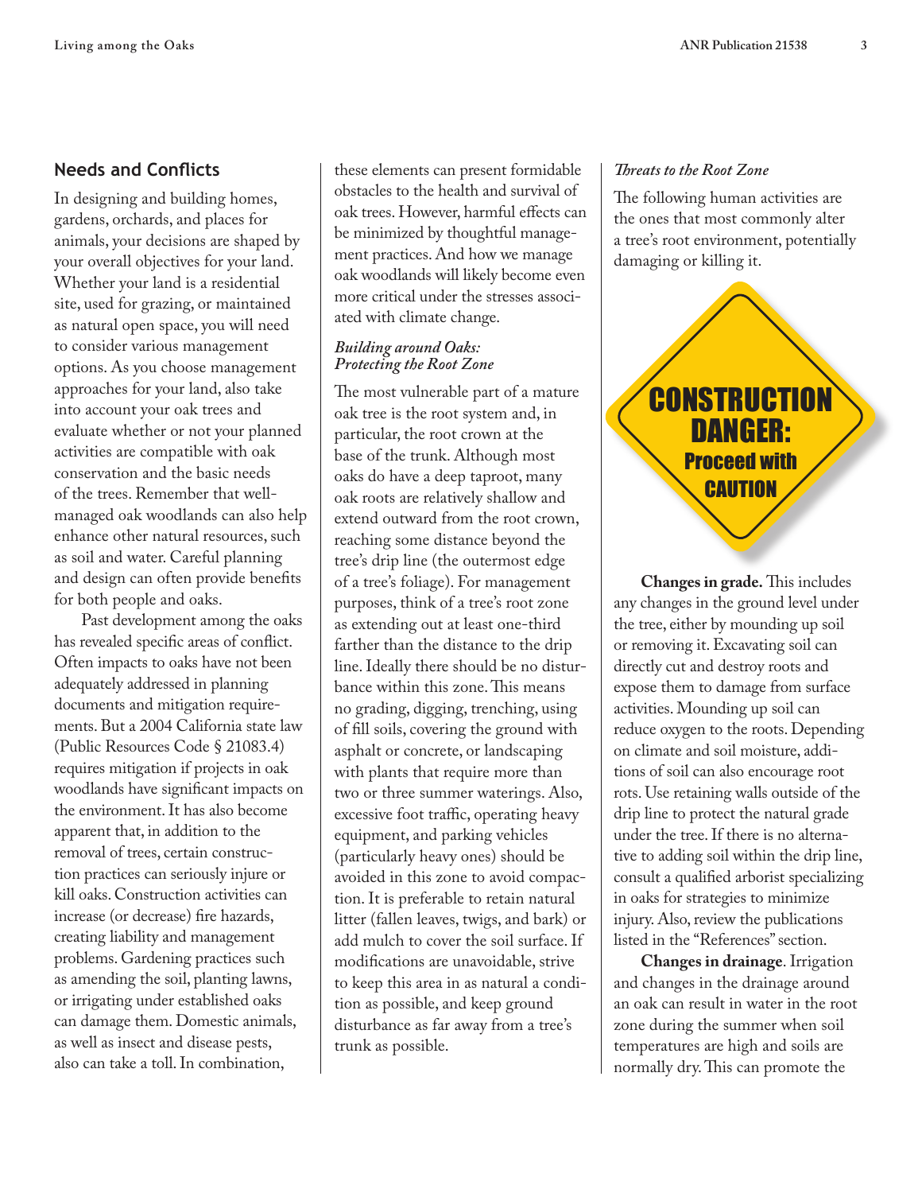## Needs and Conflicts

In designing and building homes, gardens, orchards, and places for animals, your decisions are shaped by your overall objectives for your land. Whether your land is a residential site, used for grazing, or maintained as natural open space, you will need to consider various management options. As you choose management approaches for your land, also take into account your oak trees and evaluate whether or not your planned activities are compatible with oak conservation and the basic needs of the trees. Remember that well-managed oak woodlands can also help enhance other natural resources, such as soil and water. Careful planning and design can often provide benefits for both people and oaks.

Past development among the oaks has revealed specific areas of conflict. Often impacts to oaks have not been adequately addressed in planning documents and mitigation requirements. But a 2004 California state law (Public Resources Code § 21083.4) requires mitigation if projects in oak woodlands have significant impacts on the environment. It has also become apparent that, in addition to the removal of trees, certain construction practices can seriously injure or kill oaks. Construction activities can increase (or decrease) fire hazards, creating liability and management problems. Gardening practices such as amending the soil, planting lawns, or irrigating under established oaks can damage them. Domestic animals, as well as insect and disease pests, also can take a toll. In combination, these elements can present formidable obstacles to the health and survival of oak trees. However, harmful effects can be minimized by thoughtful management practices. And how we manage oak woodlands will likely become even more critical under the stresses associated with climate change.

### *Building around Oaks: Protecting the Root Zone*

The most vulnerable part of a mature oak tree is the root system and, in particular, the root crown at the base of the trunk. Although most oaks do have a deep taproot, many oak roots are relatively shallow and extend outward from the root crown, reaching some distance beyond the tree's drip line (the outermost edge of a tree's foliage). For management purposes, think of a tree's root zone as extending out at least one-third farther than the distance to the drip line. Ideally there should be no disturbance within this zone. This means no grading, digging, trenching, using of fill soils, covering the ground with asphalt or concrete, or landscaping with plants that require more than two or three summer waterings. Also, excessive foot traffic, operating heavy equipment, and parking vehicles (particularly heavy ones) should be avoided in this zone to avoid compaction. It is preferable to retain natural litter (fallen leaves, twigs, and bark) or add mulch to cover the soil surface. If modifications are unavoidable, strive to keep this area in as natural a condition as possible, and keep ground disturbance as far away from a tree's trunk as possible.

### *Threats to the Root Zone*

The following human activities are the ones that most commonly alter a tree's root environment, potentially damaging or killing it.

CONSTRUCTION DANGER: Proceed with CAUTION

**Changes in grade.** This includes any changes in the ground level under the tree, either by mounding up soil or removing it. Excavating soil can directly cut and destroy roots and expose them to damage from surface activities. Mounding up soil can reduce oxygen to the roots. Depending on climate and soil moisture, additions of soil can also encourage root rots. Use retaining walls outside of the drip line to protect the natural grade under the tree. If there is no alternative to adding soil within the drip line, consult a qualified arborist specializing in oaks for strategies to minimize injury. Also, review the publications listed in the "References" section.

**Changes in drainage**. Irrigation and changes in the drainage around an oak can result in water in the root zone during the summer when soil temperatures are high and soils are normally dry. This can promote the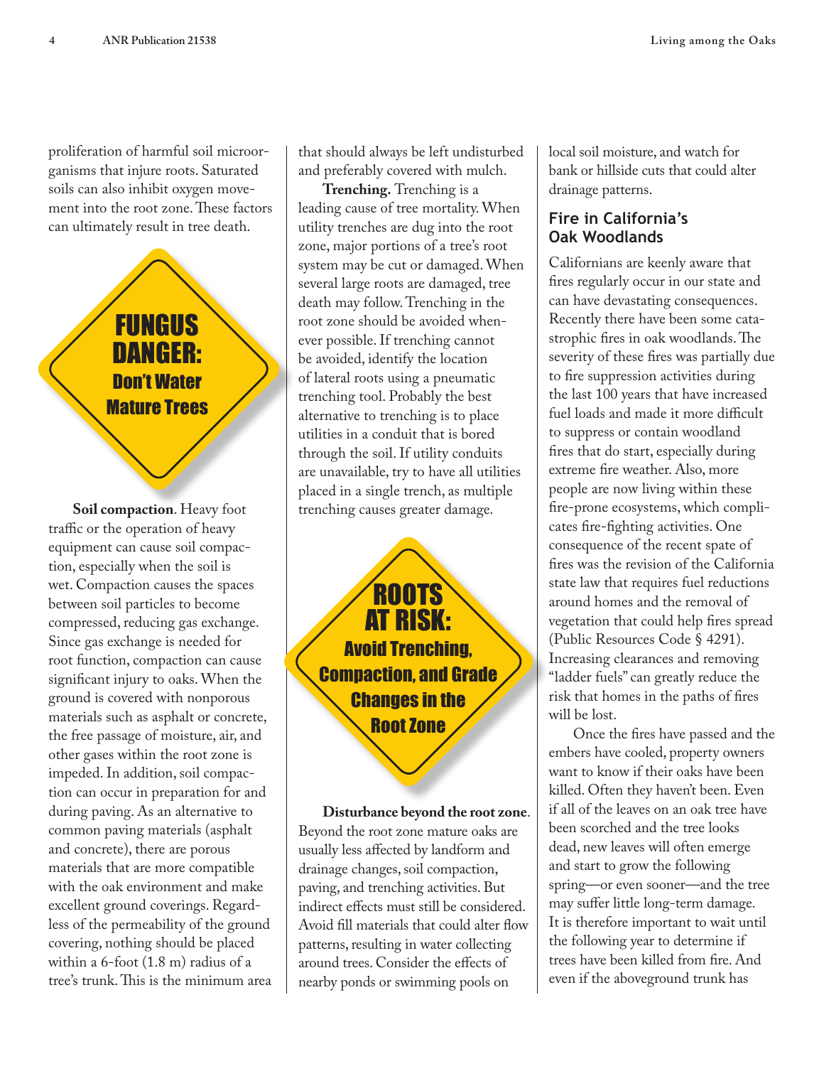proliferation of harmful soil microorganisms that injure roots. Saturated soils can also inhibit oxygen movement into the root zone. These factors can ultimately result in tree death.

**FUNGUS DANGER: Don't Water Mature Trees**

**Soil compaction**. Heavy foot traffic or the operation of heavy equipment can cause soil compaction, especially when the soil is wet. Compaction causes the spaces between soil particles to become compressed, reducing gas exchange. Since gas exchange is needed for root function, compaction can cause significant injury to oaks. When the ground is covered with nonporous materials such as asphalt or concrete, the free passage of moisture, air, and other gases within the root zone is impeded. In addition, soil compaction can occur in preparation for and during paving. As an alternative to common paving materials (asphalt and concrete), there are porous materials that are more compatible with the oak environment and make excellent ground coverings. Regardless of the permeability of the ground covering, nothing should be placed within a 6-foot (1.8 m) radius of a tree's trunk. This is the minimum area that should always be left undisturbed and preferably covered with mulch.

**Trenching.** Trenching is a leading cause of tree mortality. When utility trenches are dug into the root zone, major portions of a tree's root system may be cut or damaged. When several large roots are damaged, tree death may follow. Trenching in the root zone should be avoided whenever possible. If trenching cannot be avoided, identify the location of lateral roots using a pneumatic trenching tool. Probably the best alternative to trenching is to place utilities in a conduit that is bored through the soil. If utility conduits are unavailable, try to have all utilities placed in a single trench, as multiple trenching causes greater damage.

**ROOTS AT RISK: Avoid Trenching, Compaction, and Grade Changes in the Root Zone**

**Disturbance beyond the root zone**. Beyond the root zone mature oaks are usually less affected by landform and drainage changes, soil compaction, paving, and trenching activities. But indirect effects must still be considered. Avoid fill materials that could alter flow patterns, resulting in water collecting around trees. Consider the effects of nearby ponds or swimming pools on local soil moisture, and watch for bank or hillside cuts that could alter drainage patterns.

## Fire in California's Oak Woodlands

Californians are keenly aware that fires regularly occur in our state and can have devastating consequences. Recently there have been some catastrophic fires in oak woodlands. The severity of these fires was partially due to fire suppression activities during the last 100 years that have increased fuel loads and made it more difficult to suppress or contain woodland fires that do start, especially during extreme fire weather. Also, more people are now living within these fire-prone ecosystems, which complicates fire-fighting activities. One consequence of the recent spate of fires was the revision of the California state law that requires fuel reductions around homes and the removal of vegetation that could help fires spread (Public Resources Code § 4291). Increasing clearances and removing "ladder fuels" can greatly reduce the risk that homes in the paths of fires will be lost.

Once the fires have passed and the embers have cooled, property owners want to know if their oaks have been killed. Often they haven't been. Even if all of the leaves on an oak tree have been scorched and the tree looks dead, new leaves will often emerge and start to grow the following spring—or even sooner—and the tree may suffer little long-term damage. It is therefore important to wait until the following year to determine if trees have been killed from fire. And even if the aboveground trunk has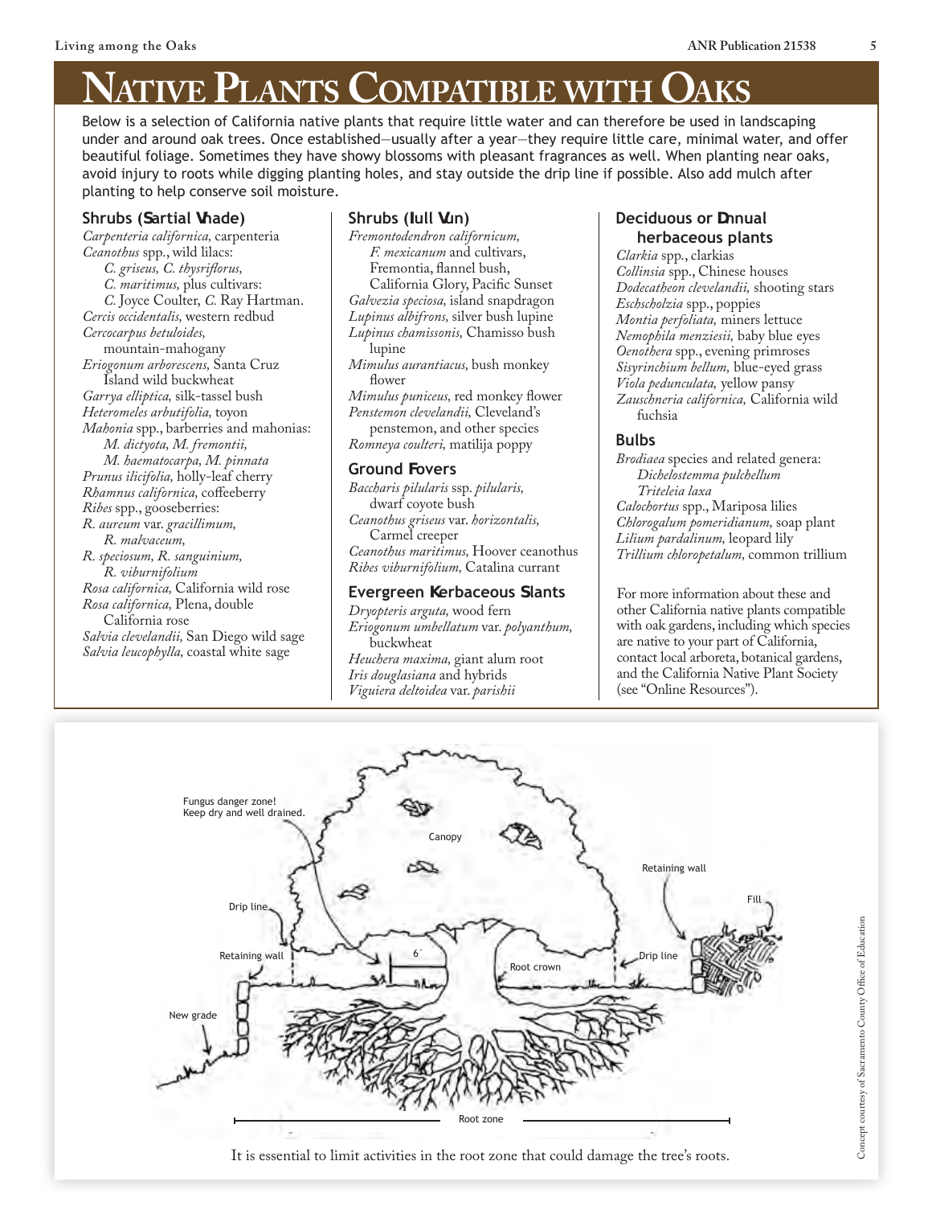# Native Plants Compatible with Oaks

Below is a selection of California native plants that require little water and can therefore be used in landscaping under and around oak trees. Once established—usually after a year—they require little care, minimal water, and offer beautiful foliage. Sometimes they have showy blossoms with pleasant fragrances as well. When planting near oaks, avoid injury to roots while digging planting holes, and stay outside the drip line if possible. Also add mulch after planting to help conserve soil moisture.

### Shrubs (Partial Shade)

*Carpenteria californica,* carpenteria
*Ceanothus* spp., wild lilacs:
*C. griseus, C. thysriflorus,*
*C. maritimus,* plus cultivars:
*C.* Joyce Coulter, *C.* Ray Hartman.
*Cercis occidentalis,* western redbud
*Cercocarpus betuloides,* mountain-mahogany
*Eriogonum arborescens,* Santa Cruz Island wild buckwheat
*Garrya elliptica,* silk-tassel bush
*Heteromeles arbutifolia,* toyon
*Mahonia* spp., barberries and mahonias:
*M. dictyota, M. fremontii,*
*M. haematocarpa, M. pinnata*
*Prunus ilicifolia,* holly-leaf cherry
*Rhamnus californica,* coffeeberry
*Ribes* spp., gooseberries:
*R. aureum* var. *gracillimum,*
*R. malvaceum,*
*R. speciosum, R. sanguinium,*
*R. viburnifolium*
*Rosa californica,* California wild rose
*Rosa californica,* Plena, double California rose
*Salvia clevelandii,* San Diego wild sage
*Salvia leucophylla,* coastal white sage

### Shrubs (Full Sun)

*Fremontodendron californicum,*
*F. mexicanum* and cultivars, Fremontia, flannel bush, California Glory, Pacific Sunset
*Galvezia speciosa,* island snapdragon
*Lupinus albifrons,* silver bush lupine
*Lupinus chamissonis,* Chamisso bush lupine
*Mimulus aurantiacus,* bush monkey flower
*Mimulus puniceus,* red monkey flower
*Penstemon clevelandii,* Cleveland's penstemon, and other species
*Romneya coulteri,* matilija poppy

### Ground Covers

*Baccharis pilularis* ssp. *pilularis,* dwarf coyote bush
*Ceanothus griseus* var. *horizontalis,* Carmel creeper
*Ceanothus maritimus,* Hoover ceanothus
*Ribes viburnifolium,* Catalina currant

### Evergreen Herbaceous Plants

*Dryopteris arguta,* wood fern
*Eriogonum umbellatum* var. *polyanthum,* buckwheat
*Heuchera maxima,* giant alum root
*Iris douglasiana* and hybrids
*Viguiera deltoidea* var. *parishii*

### Deciduous or Annual herbaceous plants

*Clarkia* spp., clarkias
*Collinsia* spp., Chinese houses
*Dodecatheon clevelandii,* shooting stars
*Eschscholzia* spp., poppies
*Montia perfoliata,* miners lettuce
*Nemophila menziesii,* baby blue eyes
*Oenothera* spp., evening primroses
*Sisyrinchium bellum,* blue-eyed grass
*Viola pedunculata,* yellow pansy
*Zauschneria californica,* California wild fuchsia

### Bulbs

*Brodiaea* species and related genera:
*Dichelostemma pulchellum*
*Triteleia laxa*
*Calochortus* spp., Mariposa lilies
*Chlorogalum pomeridianum,* soap plant
*Lilium pardalinum,* leopard lily
*Trillium chloropetalum,* common trillium

For more information about these and other California native plants compatible with oak gardens, including which species are native to your part of California, contact local arboreta, botanical gardens, and the California Native Plant Society (see "Online Resources").

It is essential to limit activities in the root zone that could damage the tree's roots.

Concept courtesy of Sacramento County Office of Education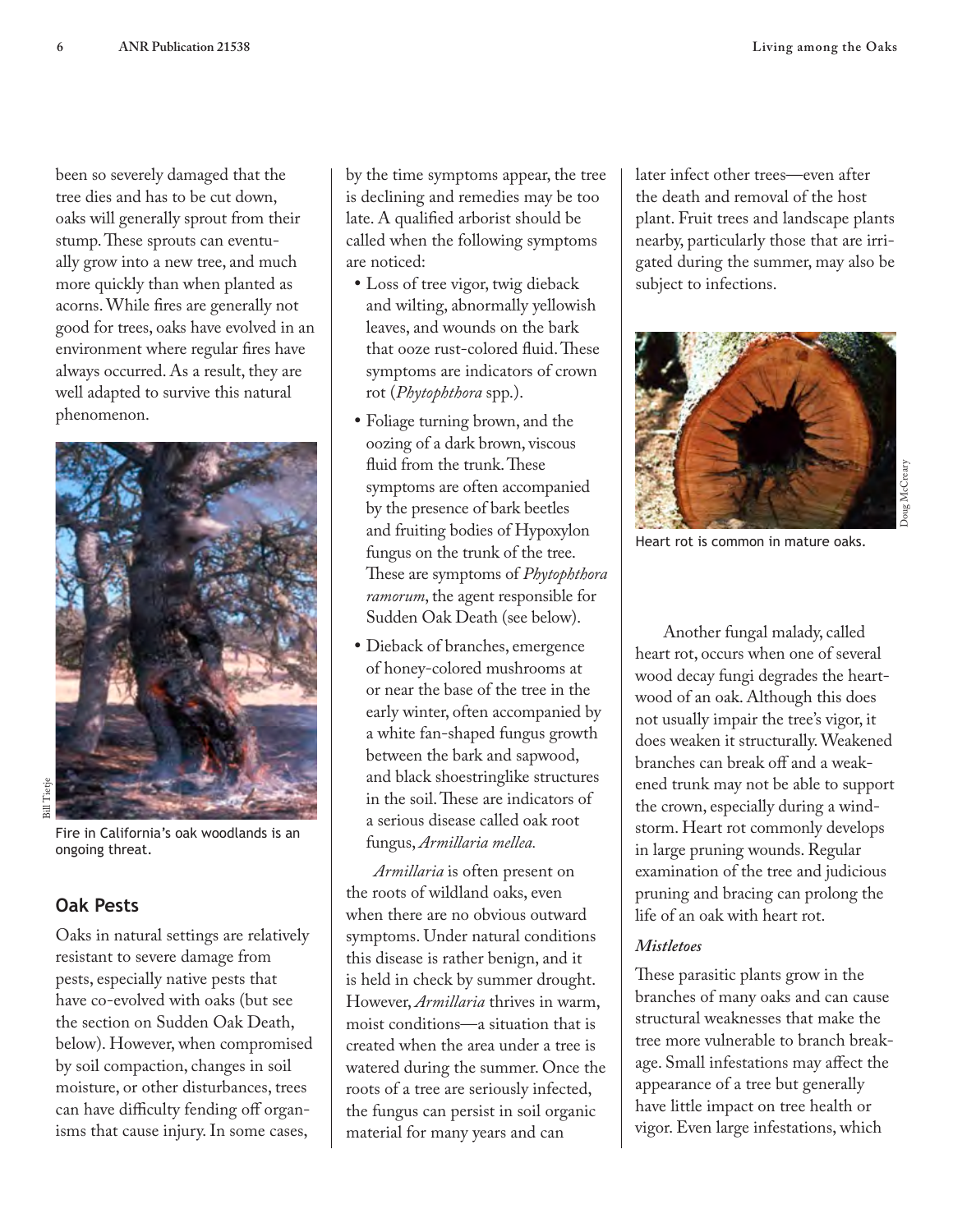been so severely damaged that the tree dies and has to be cut down, oaks will generally sprout from their stump. These sprouts can eventually grow into a new tree, and much more quickly than when planted as acorns. While fires are generally not good for trees, oaks have evolved in an environment where regular fires have always occurred. As a result, they are well adapted to survive this natural phenomenon.

Fire in California's oak woodlands is an ongoing threat.

## Oak Pests

Oaks in natural settings are relatively resistant to severe damage from pests, especially native pests that have co-evolved with oaks (but see the section on Sudden Oak Death, below). However, when compromised by soil compaction, changes in soil moisture, or other disturbances, trees can have difficulty fending off organisms that cause injury. In some cases, by the time symptoms appear, the tree is declining and remedies may be too late. A qualified arborist should be called when the following symptoms are noticed:

- Loss of tree vigor, twig dieback and wilting, abnormally yellowish leaves, and wounds on the bark that ooze rust-colored fluid. These symptoms are indicators of crown rot (*Phytophthora* spp.).
- Foliage turning brown, and the oozing of a dark brown, viscous fluid from the trunk. These symptoms are often accompanied by the presence of bark beetles and fruiting bodies of Hypoxylon fungus on the trunk of the tree. These are symptoms of *Phytophthora ramorum*, the agent responsible for Sudden Oak Death (see below).
- Dieback of branches, emergence of honey-colored mushrooms at or near the base of the tree in the early winter, often accompanied by a white fan-shaped fungus growth between the bark and sapwood, and black shoestringlike structures in the soil. These are indicators of a serious disease called oak root fungus, *Armillaria mellea.*

*Armillaria* is often present on the roots of wildland oaks, even when there are no obvious outward symptoms. Under natural conditions this disease is rather benign, and it is held in check by summer drought. However, *Armillaria* thrives in warm, moist conditions—a situation that is created when the area under a tree is watered during the summer. Once the roots of a tree are seriously infected, the fungus can persist in soil organic material for many years and can later infect other trees—even after the death and removal of the host plant. Fruit trees and landscape plants nearby, particularly those that are irrigated during the summer, may also be subject to infections.

Heart rot is common in mature oaks.

Another fungal malady, called heart rot, occurs when one of several wood decay fungi degrades the heartwood of an oak. Although this does not usually impair the tree's vigor, it does weaken it structurally. Weakened branches can break off and a weakened trunk may not be able to support the crown, especially during a windstorm. Heart rot commonly develops in large pruning wounds. Regular examination of the tree and judicious pruning and bracing can prolong the life of an oak with heart rot.

### *Mistletoes*

These parasitic plants grow in the branches of many oaks and can cause structural weaknesses that make the tree more vulnerable to branch breakage. Small infestations may affect the appearance of a tree but generally have little impact on tree health or vigor. Even large infestations, which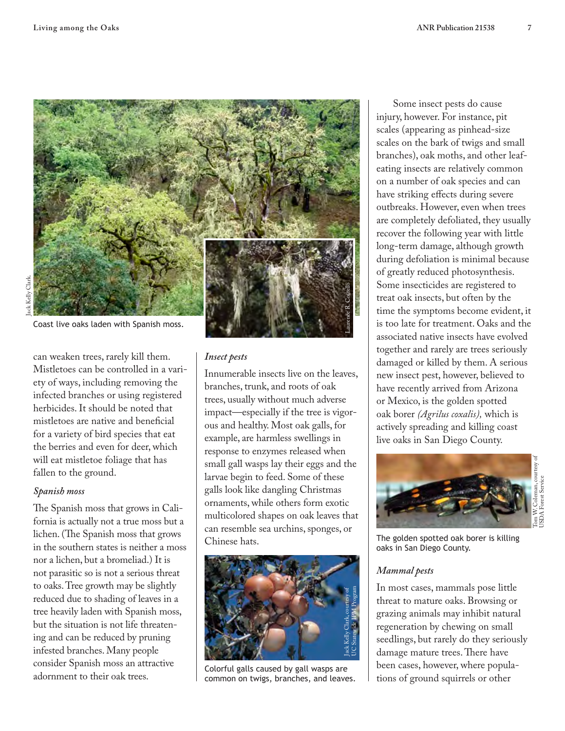Coast live oaks laden with Spanish moss.

can weaken trees, rarely kill them. Mistletoes can be controlled in a variety of ways, including removing the infected branches or using registered herbicides. It should be noted that mistletoes are native and beneficial for a variety of bird species that eat the berries and even for deer, which will eat mistletoe foliage that has fallen to the ground.

### *Spanish moss*

The Spanish moss that grows in California is actually not a true moss but a lichen. (The Spanish moss that grows in the southern states is neither a moss nor a lichen, but a bromeliad.) It is not parasitic so is not a serious threat to oaks. Tree growth may be slightly reduced due to shading of leaves in a tree heavily laden with Spanish moss, but the situation is not life threatening and can be reduced by pruning infested branches. Many people consider Spanish moss an attractive adornment to their oak trees.

### *Insect pests*

Innumerable insects live on the leaves, branches, trunk, and roots of oak trees, usually without much adverse impact—especially if the tree is vigorous and healthy. Most oak galls, for example, are harmless swellings in response to enzymes released when small gall wasps lay their eggs and the larvae begin to feed. Some of these galls look like dangling Christmas ornaments, while others form exotic multicolored shapes on oak leaves that can resemble sea urchins, sponges, or Chinese hats.

Colorful galls caused by gall wasps are common on twigs, branches, and leaves.

Some insect pests do cause injury, however. For instance, pit scales (appearing as pinhead-size scales on the bark of twigs and small branches), oak moths, and other leaf-eating insects are relatively common on a number of oak species and can have striking effects during severe outbreaks. However, even when trees are completely defoliated, they usually recover the following year with little long-term damage, although growth during defoliation is minimal because of greatly reduced photosynthesis. Some insecticides are registered to treat oak insects, but often by the time the symptoms become evident, it is too late for treatment. Oaks and the associated native insects have evolved together and rarely are trees seriously damaged or killed by them. A serious new insect pest, however, believed to have recently arrived from Arizona or Mexico, is the golden spotted oak borer *(Agrilus coxalis),* which is actively spreading and killing coast live oaks in San Diego County.

The golden spotted oak borer is killing oaks in San Diego County.

### *Mammal pests*

In most cases, mammals pose little threat to mature oaks. Browsing or grazing animals may inhibit natural regeneration by chewing on small seedlings, but rarely do they seriously damage mature trees. There have been cases, however, where populations of ground squirrels or other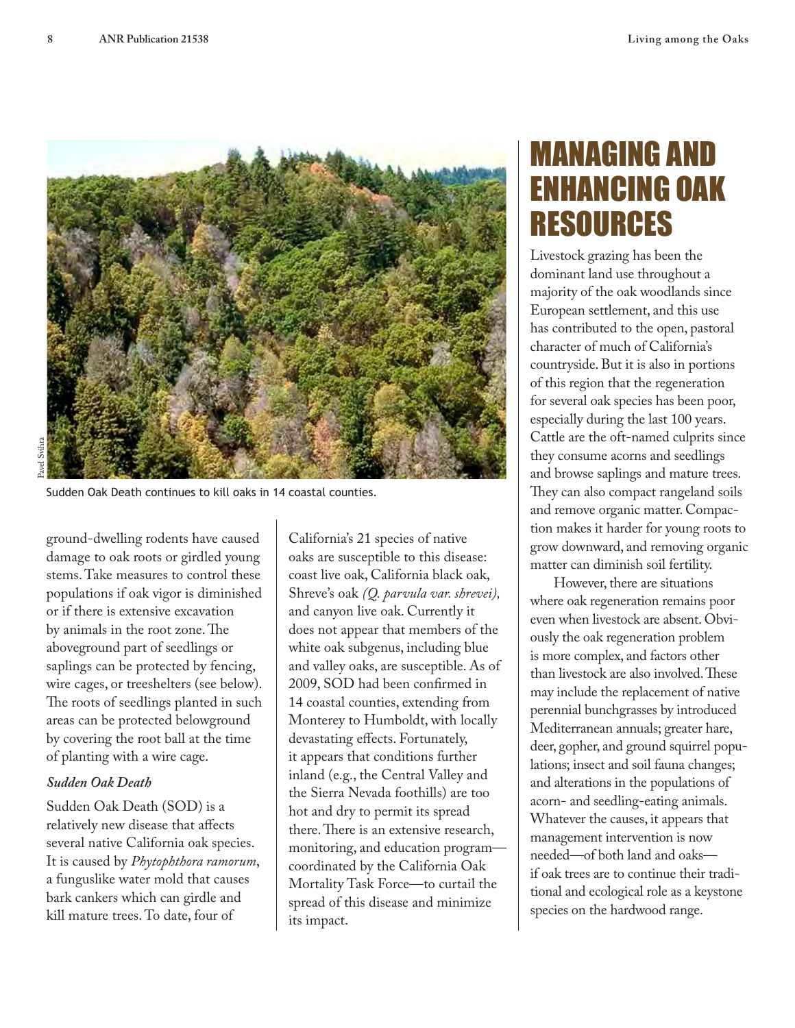Sudden Oak Death continues to kill oaks in 14 coastal counties.

ground-dwelling rodents have caused damage to oak roots or girdled young stems. Take measures to control these populations if oak vigor is diminished or if there is extensive excavation by animals in the root zone. The aboveground part of seedlings or saplings can be protected by fencing, wire cages, or treeshelters (see below). The roots of seedlings planted in such areas can be protected belowground by covering the root ball at the time of planting with a wire cage.

### *Sudden Oak Death*

Sudden Oak Death (SOD) is a relatively new disease that affects several native California oak species. It is caused by *Phytophthora ramorum*, a funguslike water mold that causes bark cankers which can girdle and kill mature trees. To date, four of California's 21 species of native oaks are susceptible to this disease: coast live oak, California black oak, Shreve's oak *(Q. parvula var. shrevei),* and canyon live oak. Currently it does not appear that members of the white oak subgenus, including blue and valley oaks, are susceptible. As of 2009, SOD had been confirmed in 14 coastal counties, extending from Monterey to Humboldt, with locally devastating effects. Fortunately, it appears that conditions further inland (e.g., the Central Valley and the Sierra Nevada foothills) are too hot and dry to permit its spread there. There is an extensive research, monitoring, and education program—coordinated by the California Oak Mortality Task Force—to curtail the spread of this disease and minimize its impact.

# MANAGING AND ENHANCING OAK RESOURCES

Livestock grazing has been the dominant land use throughout a majority of the oak woodlands since European settlement, and this use has contributed to the open, pastoral character of much of California's countryside. But it is also in portions of this region that the regeneration for several oak species has been poor, especially during the last 100 years. Cattle are the oft-named culprits since they consume acorns and seedlings and browse saplings and mature trees. They can also compact rangeland soils and remove organic matter. Compaction makes it harder for young roots to grow downward, and removing organic matter can diminish soil fertility.

However, there are situations where oak regeneration remains poor even when livestock are absent. Obviously the oak regeneration problem is more complex, and factors other than livestock are also involved. These may include the replacement of native perennial bunchgrasses by introduced Mediterranean annuals; greater hare, deer, gopher, and ground squirrel populations; insect and soil fauna changes; and alterations in the populations of acorn- and seedling-eating animals. Whatever the causes, it appears that management intervention is now needed—of both land and oaks—if oak trees are to continue their traditional and ecological role as a keystone species on the hardwood range.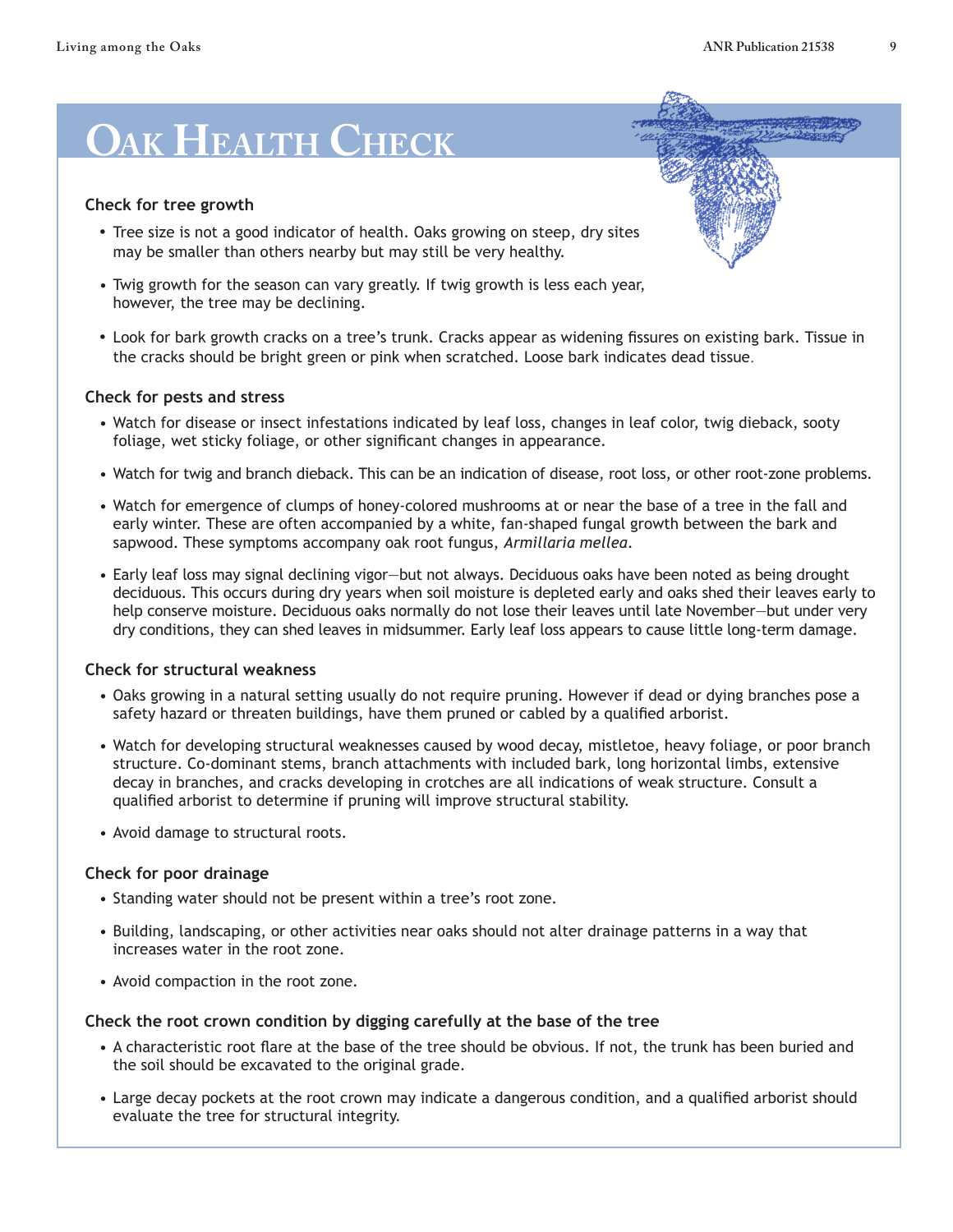# Oak Health Check

### Check for tree growth

- Tree size is not a good indicator of health. Oaks growing on steep, dry sites may be smaller than others nearby but may still be very healthy.
- Twig growth for the season can vary greatly. If twig growth is less each year, however, the tree may be declining.
- Look for bark growth cracks on a tree's trunk. Cracks appear as widening fissures on existing bark. Tissue in the cracks should be bright green or pink when scratched. Loose bark indicates dead tissue.

### Check for pests and stress

- Watch for disease or insect infestations indicated by leaf loss, changes in leaf color, twig dieback, sooty foliage, wet sticky foliage, or other significant changes in appearance.
- Watch for twig and branch dieback. This can be an indication of disease, root loss, or other root-zone problems.
- Watch for emergence of clumps of honey-colored mushrooms at or near the base of a tree in the fall and early winter. These are often accompanied by a white, fan-shaped fungal growth between the bark and sapwood. These symptoms accompany oak root fungus, *Armillaria mellea*.
- Early leaf loss may signal declining vigor—but not always. Deciduous oaks have been noted as being drought deciduous. This occurs during dry years when soil moisture is depleted early and oaks shed their leaves early to help conserve moisture. Deciduous oaks normally do not lose their leaves until late November—but under very dry conditions, they can shed leaves in midsummer. Early leaf loss appears to cause little long-term damage.

### Check for structural weakness

- Oaks growing in a natural setting usually do not require pruning. However if dead or dying branches pose a safety hazard or threaten buildings, have them pruned or cabled by a qualified arborist.
- Watch for developing structural weaknesses caused by wood decay, mistletoe, heavy foliage, or poor branch structure. Co-dominant stems, branch attachments with included bark, long horizontal limbs, extensive decay in branches, and cracks developing in crotches are all indications of weak structure. Consult a qualified arborist to determine if pruning will improve structural stability.
- Avoid damage to structural roots.

### Check for poor drainage

- Standing water should not be present within a tree's root zone.
- Building, landscaping, or other activities near oaks should not alter drainage patterns in a way that increases water in the root zone.
- Avoid compaction in the root zone.

### Check the root crown condition by digging carefully at the base of the tree

- A characteristic root flare at the base of the tree should be obvious. If not, the trunk has been buried and the soil should be excavated to the original grade.
- Large decay pockets at the root crown may indicate a dangerous condition, and a qualified arborist should evaluate the tree for structural integrity.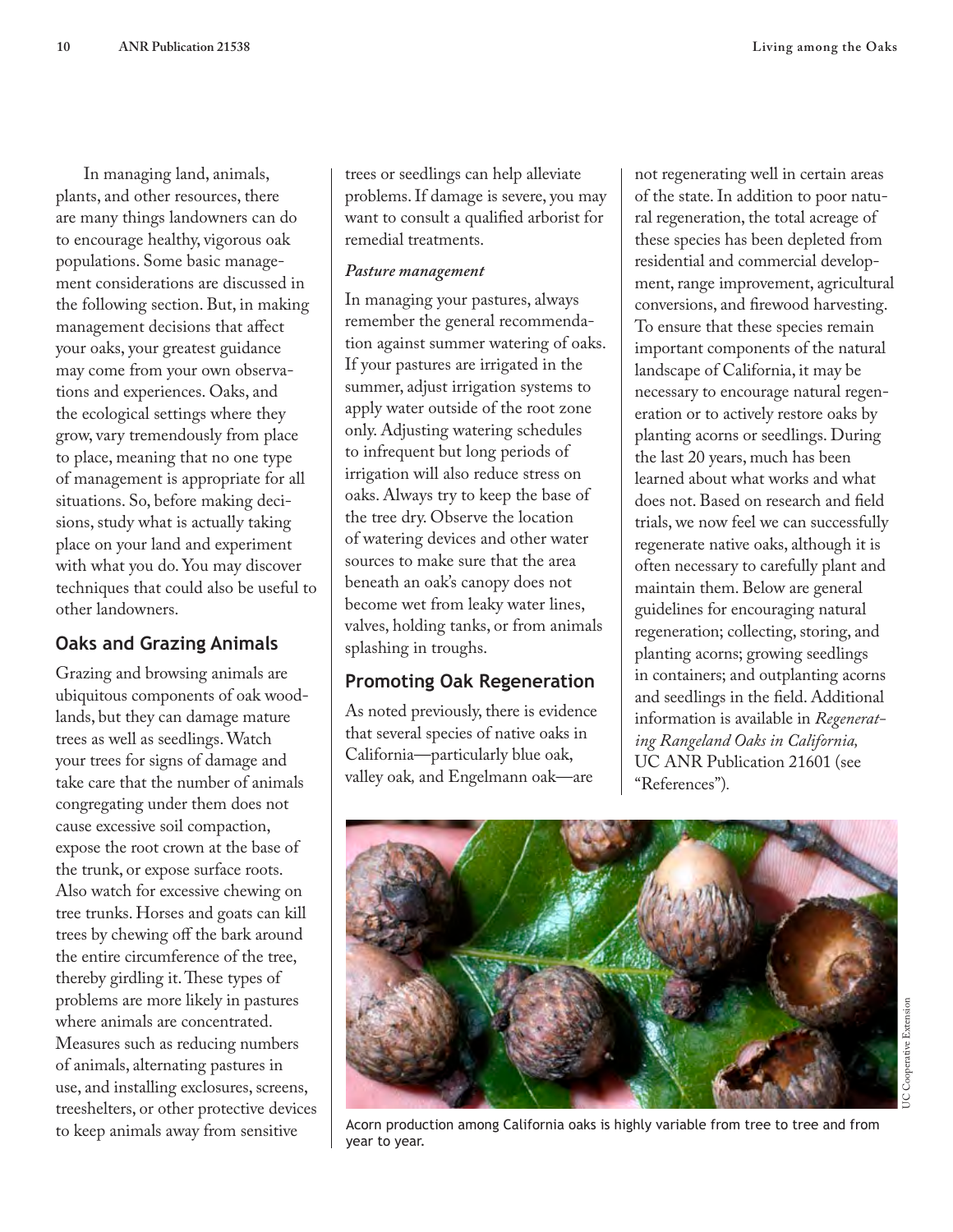In managing land, animals, plants, and other resources, there are many things landowners can do to encourage healthy, vigorous oak populations. Some basic management considerations are discussed in the following section. But, in making management decisions that affect your oaks, your greatest guidance may come from your own observations and experiences. Oaks, and the ecological settings where they grow, vary tremendously from place to place, meaning that no one type of management is appropriate for all situations. So, before making decisions, study what is actually taking place on your land and experiment with what you do. You may discover techniques that could also be useful to other landowners.

## Oaks and Grazing Animals

Grazing and browsing animals are ubiquitous components of oak woodlands, but they can damage mature trees as well as seedlings. Watch your trees for signs of damage and take care that the number of animals congregating under them does not cause excessive soil compaction, expose the root crown at the base of the trunk, or expose surface roots. Also watch for excessive chewing on tree trunks. Horses and goats can kill trees by chewing off the bark around the entire circumference of the tree, thereby girdling it. These types of problems are more likely in pastures where animals are concentrated. Measures such as reducing numbers of animals, alternating pastures in use, and installing exclosures, screens, treeshelters, or other protective devices to keep animals away from sensitive trees or seedlings can help alleviate problems. If damage is severe, you may want to consult a qualified arborist for remedial treatments.

### *Pasture management*

In managing your pastures, always remember the general recommendation against summer watering of oaks. If your pastures are irrigated in the summer, adjust irrigation systems to apply water outside of the root zone only. Adjusting watering schedules to infrequent but long periods of irrigation will also reduce stress on oaks. Always try to keep the base of the tree dry. Observe the location of watering devices and other water sources to make sure that the area beneath an oak's canopy does not become wet from leaky water lines, valves, holding tanks, or from animals splashing in troughs.

## Promoting Oak Regeneration

As noted previously, there is evidence that several species of native oaks in California—particularly blue oak, valley oak, and Engelmann oak—are not regenerating well in certain areas of the state. In addition to poor natural regeneration, the total acreage of these species has been depleted from residential and commercial development, range improvement, agricultural conversions, and firewood harvesting. To ensure that these species remain important components of the natural landscape of California, it may be necessary to encourage natural regeneration or to actively restore oaks by planting acorns or seedlings. During the last 20 years, much has been learned about what works and what does not. Based on research and field trials, we now feel we can successfully regenerate native oaks, although it is often necessary to carefully plant and maintain them. Below are general guidelines for encouraging natural regeneration; collecting, storing, and planting acorns; growing seedlings in containers; and outplanting acorns and seedlings in the field. Additional information is available in *Regenerating Rangeland Oaks in California,* UC ANR Publication 21601 (see "References").

Acorn production among California oaks is highly variable from tree to tree and from year to year.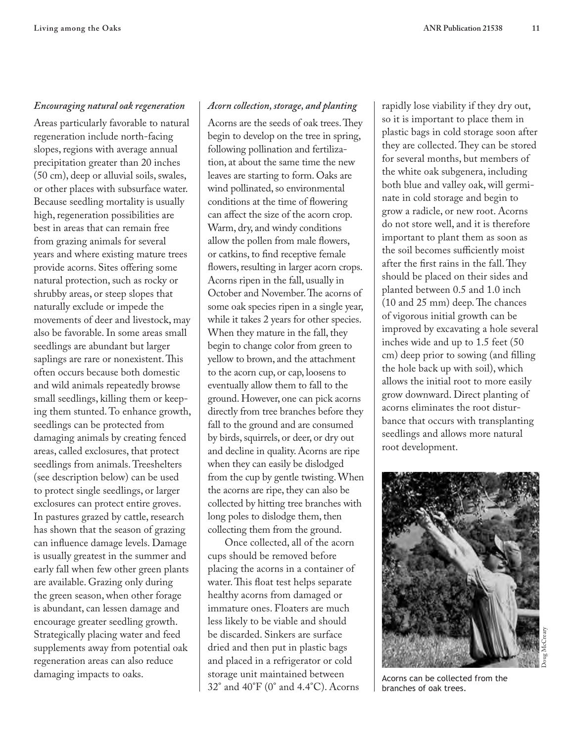### *Encouraging natural oak regeneration*

Areas particularly favorable to natural regeneration include north-facing slopes, regions with average annual precipitation greater than 20 inches (50 cm), deep or alluvial soils, swales, or other places with subsurface water. Because seedling mortality is usually high, regeneration possibilities are best in areas that can remain free from grazing animals for several years and where existing mature trees provide acorns. Sites offering some natural protection, such as rocky or shrubby areas, or steep slopes that naturally exclude or impede the movements of deer and livestock, may also be favorable. In some areas small seedlings are abundant but larger saplings are rare or nonexistent. This often occurs because both domestic and wild animals repeatedly browse small seedlings, killing them or keeping them stunted. To enhance growth, seedlings can be protected from damaging animals by creating fenced areas, called exclosures, that protect seedlings from animals. Treeshelters (see description below) can be used to protect single seedlings, or larger exclosures can protect entire groves. In pastures grazed by cattle, research has shown that the season of grazing can influence damage levels. Damage is usually greatest in the summer and early fall when few other green plants are available. Grazing only during the green season, when other forage is abundant, can lessen damage and encourage greater seedling growth. Strategically placing water and feed supplements away from potential oak regeneration areas can also reduce damaging impacts to oaks.

### *Acorn collection, storage, and planting*

Acorns are the seeds of oak trees. They begin to develop on the tree in spring, following pollination and fertilization, at about the same time the new leaves are starting to form. Oaks are wind pollinated, so environmental conditions at the time of flowering can affect the size of the acorn crop. Warm, dry, and windy conditions allow the pollen from male flowers, or catkins, to find receptive female flowers, resulting in larger acorn crops. Acorns ripen in the fall, usually in October and November. The acorns of some oak species ripen in a single year, while it takes 2 years for other species. When they mature in the fall, they begin to change color from green to yellow to brown, and the attachment to the acorn cup, or cap, loosens to eventually allow them to fall to the ground. However, one can pick acorns directly from tree branches before they fall to the ground and are consumed by birds, squirrels, or deer, or dry out and decline in quality. Acorns are ripe when they can easily be dislodged from the cup by gentle twisting. When the acorns are ripe, they can also be collected by hitting tree branches with long poles to dislodge them, then collecting them from the ground.

Once collected, all of the acorn cups should be removed before placing the acorns in a container of water. This float test helps separate healthy acorns from damaged or immature ones. Floaters are much less likely to be viable and should be discarded. Sinkers are surface dried and then put in plastic bags and placed in a refrigerator or cold storage unit maintained between 32° and 40°F (0° and 4.4°C). Acorns rapidly lose viability if they dry out, so it is important to place them in plastic bags in cold storage soon after they are collected. They can be stored for several months, but members of the white oak subgenera, including both blue and valley oak, will germinate in cold storage and begin to grow a radicle, or new root. Acorns do not store well, and it is therefore important to plant them as soon as the soil becomes sufficiently moist after the first rains in the fall. They should be placed on their sides and planted between 0.5 and 1.0 inch (10 and 25 mm) deep. The chances of vigorous initial growth can be improved by excavating a hole several inches wide and up to 1.5 feet (50 cm) deep prior to sowing (and filling the hole back up with soil), which allows the initial root to more easily grow downward. Direct planting of acorns eliminates the root disturbance that occurs with transplanting seedlings and allows more natural root development.

Doug McCreary

Acorns can be collected from the branches of oak trees.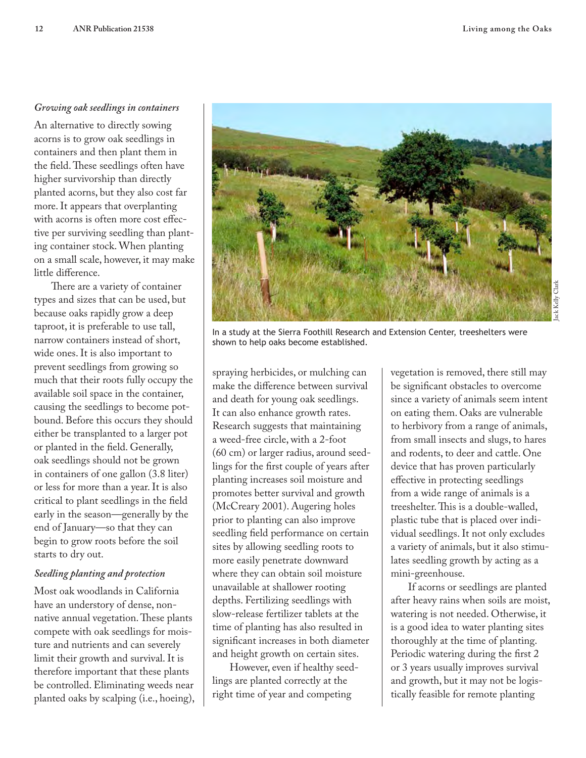### *Growing oak seedlings in containers*

An alternative to directly sowing acorns is to grow oak seedlings in containers and then plant them in the field. These seedlings often have higher survivorship than directly planted acorns, but they also cost far more. It appears that overplanting with acorns is often more cost effective per surviving seedling than planting container stock. When planting on a small scale, however, it may make little difference.

There are a variety of container types and sizes that can be used, but because oaks rapidly grow a deep taproot, it is preferable to use tall, narrow containers instead of short, wide ones. It is also important to prevent seedlings from growing so much that their roots fully occupy the available soil space in the container, causing the seedlings to become potbound. Before this occurs they should either be transplanted to a larger pot or planted in the field. Generally, oak seedlings should not be grown in containers of one gallon (3.8 liter) or less for more than a year. It is also critical to plant seedlings in the field early in the season—generally by the end of January—so that they can begin to grow roots before the soil starts to dry out.

### *Seedling planting and protection*

Most oak woodlands in California have an understory of dense, nonnative annual vegetation. These plants compete with oak seedlings for moisture and nutrients and can severely limit their growth and survival. It is therefore important that these plants be controlled. Eliminating weeds near planted oaks by scalping (i.e., hoeing), spraying herbicides, or mulching can make the difference between survival and death for young oak seedlings. It can also enhance growth rates. Research suggests that maintaining a weed-free circle, with a 2-foot (60 cm) or larger radius, around seedlings for the first couple of years after planting increases soil moisture and promotes better survival and growth (McCreary 2001). Augering holes prior to planting can also improve seedling field performance on certain sites by allowing seedling roots to more easily penetrate downward where they can obtain soil moisture unavailable at shallower rooting depths. Fertilizing seedlings with slow-release fertilizer tablets at the time of planting has also resulted in significant increases in both diameter and height growth on certain sites.

However, even if healthy seedlings are planted correctly at the right time of year and competing vegetation is removed, there still may be significant obstacles to overcome since a variety of animals seem intent on eating them. Oaks are vulnerable to herbivory from a range of animals, from small insects and slugs, to hares and rodents, to deer and cattle. One device that has proven particularly effective in protecting seedlings from a wide range of animals is a treeshelter. This is a double-walled, plastic tube that is placed over individual seedlings. It not only excludes a variety of animals, but it also stimulates seedling growth by acting as a mini-greenhouse.

If acorns or seedlings are planted after heavy rains when soils are moist, watering is not needed. Otherwise, it is a good idea to water planting sites thoroughly at the time of planting. Periodic watering during the first 2 or 3 years usually improves survival and growth, but it may not be logistically feasible for remote planting

Jack Kelly Clark

In a study at the Sierra Foothill Research and Extension Center, treeshelters were shown to help oaks become established.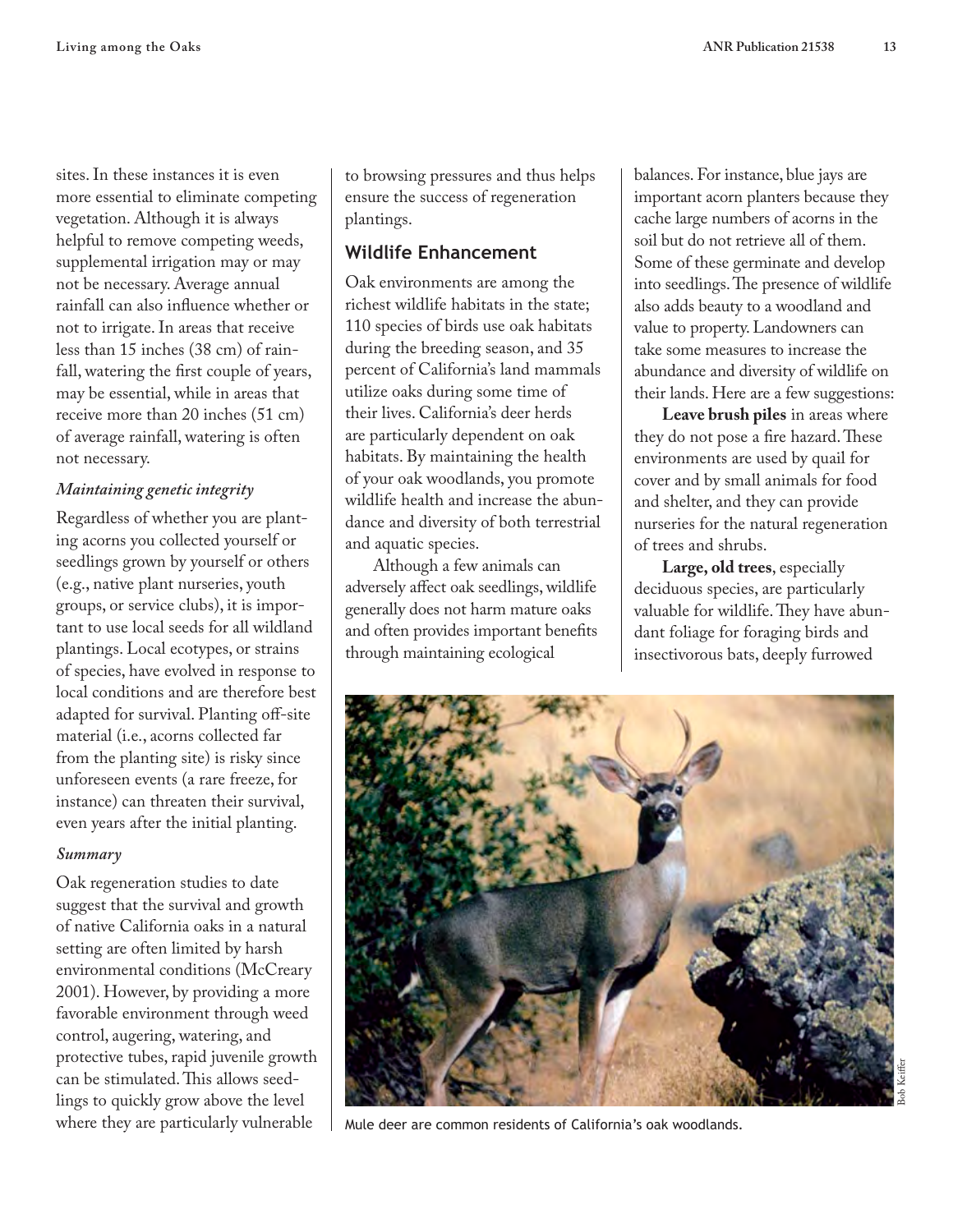sites. In these instances it is even more essential to eliminate competing vegetation. Although it is always helpful to remove competing weeds, supplemental irrigation may or may not be necessary. Average annual rainfall can also influence whether or not to irrigate. In areas that receive less than 15 inches (38 cm) of rainfall, watering the first couple of years, may be essential, while in areas that receive more than 20 inches (51 cm) of average rainfall, watering is often not necessary.

### *Maintaining genetic integrity*

Regardless of whether you are planting acorns you collected yourself or seedlings grown by yourself or others (e.g., native plant nurseries, youth groups, or service clubs), it is important to use local seeds for all wildland plantings. Local ecotypes, or strains of species, have evolved in response to local conditions and are therefore best adapted for survival. Planting off-site material (i.e., acorns collected far from the planting site) is risky since unforeseen events (a rare freeze, for instance) can threaten their survival, even years after the initial planting.

### *Summary*

Oak regeneration studies to date suggest that the survival and growth of native California oaks in a natural setting are often limited by harsh environmental conditions (McCreary 2001). However, by providing a more favorable environment through weed control, augering, watering, and protective tubes, rapid juvenile growth can be stimulated. This allows seedlings to quickly grow above the level where they are particularly vulnerable to browsing pressures and thus helps ensure the success of regeneration plantings.

## Wildlife Enhancement

Oak environments are among the richest wildlife habitats in the state; 110 species of birds use oak habitats during the breeding season, and 35 percent of California's land mammals utilize oaks during some time of their lives. California's deer herds are particularly dependent on oak habitats. By maintaining the health of your oak woodlands, you promote wildlife health and increase the abundance and diversity of both terrestrial and aquatic species.

Although a few animals can adversely affect oak seedlings, wildlife generally does not harm mature oaks and often provides important benefits through maintaining ecological balances. For instance, blue jays are important acorn planters because they cache large numbers of acorns in the soil but do not retrieve all of them. Some of these germinate and develop into seedlings. The presence of wildlife also adds beauty to a woodland and value to property. Landowners can take some measures to increase the abundance and diversity of wildlife on their lands. Here are a few suggestions:

**Leave brush piles** in areas where they do not pose a fire hazard. These environments are used by quail for cover and by small animals for food and shelter, and they can provide nurseries for the natural regeneration of trees and shrubs.

**Large, old trees**, especially deciduous species, are particularly valuable for wildlife. They have abundant foliage for foraging birds and insectivorous bats, deeply furrowed

Mule deer are common residents of California's oak woodlands.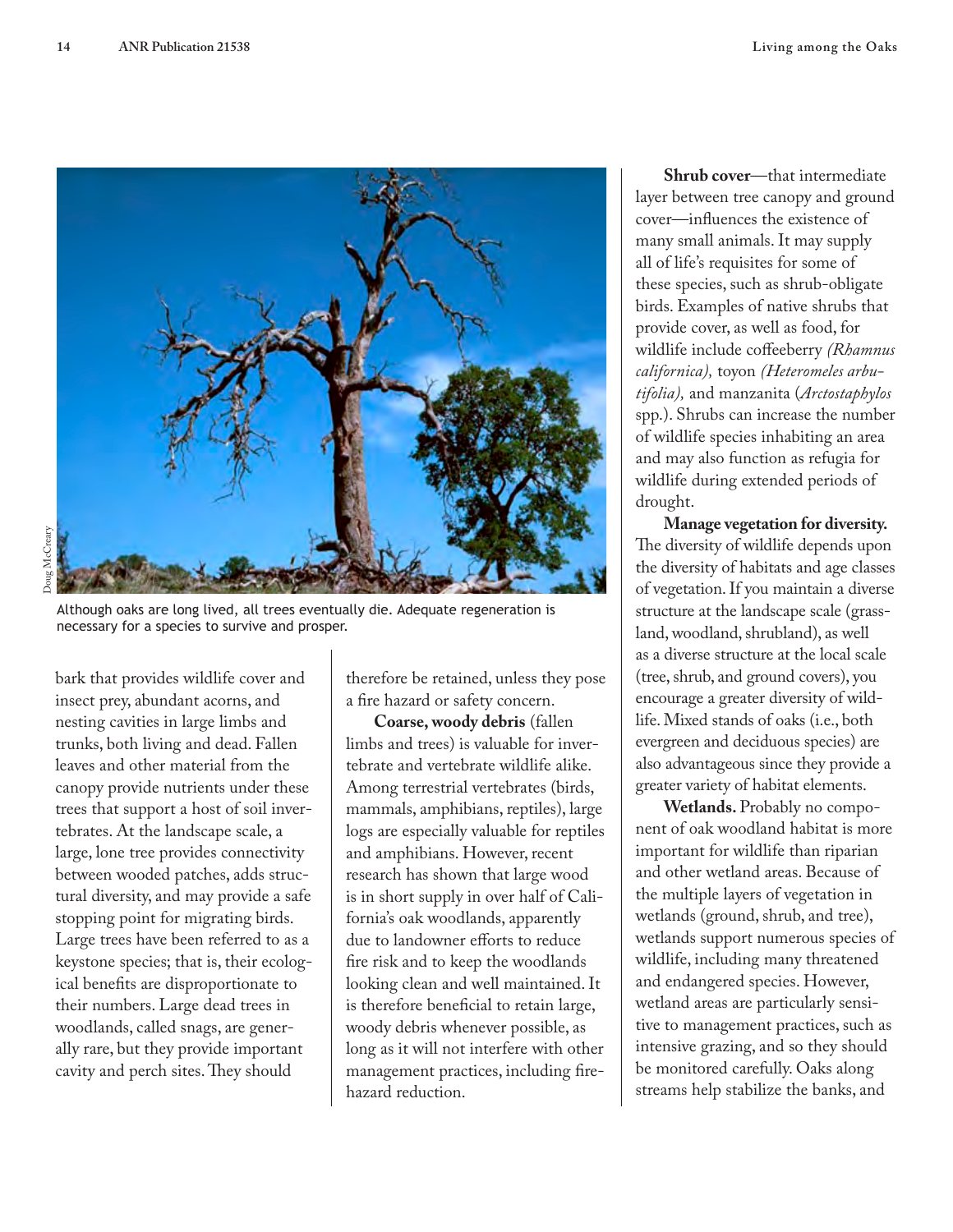Although oaks are long lived, all trees eventually die. Adequate regeneration is necessary for a species to survive and prosper.

bark that provides wildlife cover and insect prey, abundant acorns, and nesting cavities in large limbs and trunks, both living and dead. Fallen leaves and other material from the canopy provide nutrients under these trees that support a host of soil invertebrates. At the landscape scale, a large, lone tree provides connectivity between wooded patches, adds structural diversity, and may provide a safe stopping point for migrating birds. Large trees have been referred to as a keystone species; that is, their ecological benefits are disproportionate to their numbers. Large dead trees in woodlands, called snags, are generally rare, but they provide important cavity and perch sites. They should therefore be retained, unless they pose a fire hazard or safety concern.

**Coarse, woody debris** (fallen limbs and trees) is valuable for invertebrate and vertebrate wildlife alike. Among terrestrial vertebrates (birds, mammals, amphibians, reptiles), large logs are especially valuable for reptiles and amphibians. However, recent research has shown that large wood is in short supply in over half of California's oak woodlands, apparently due to landowner efforts to reduce fire risk and to keep the woodlands looking clean and well maintained. It is therefore beneficial to retain large, woody debris whenever possible, as long as it will not interfere with other management practices, including fire-hazard reduction.

**Shrub cover**—that intermediate layer between tree canopy and ground cover—influences the existence of many small animals. It may supply all of life's requisites for some of these species, such as shrub-obligate birds. Examples of native shrubs that provide cover, as well as food, for wildlife include coffeeberry *(Rhamnus californica),* toyon *(Heteromeles arbutifolia),* and manzanita (*Arctostaphylos* spp.). Shrubs can increase the number of wildlife species inhabiting an area and may also function as refugia for wildlife during extended periods of drought.

**Manage vegetation for diversity.** The diversity of wildlife depends upon the diversity of habitats and age classes of vegetation. If you maintain a diverse structure at the landscape scale (grassland, woodland, shrubland), as well as a diverse structure at the local scale (tree, shrub, and ground covers), you encourage a greater diversity of wildlife. Mixed stands of oaks (i.e., both evergreen and deciduous species) are also advantageous since they provide a greater variety of habitat elements.

**Wetlands.** Probably no component of oak woodland habitat is more important for wildlife than riparian and other wetland areas. Because of the multiple layers of vegetation in wetlands (ground, shrub, and tree), wetlands support numerous species of wildlife, including many threatened and endangered species. However, wetland areas are particularly sensitive to management practices, such as intensive grazing, and so they should be monitored carefully. Oaks along streams help stabilize the banks, and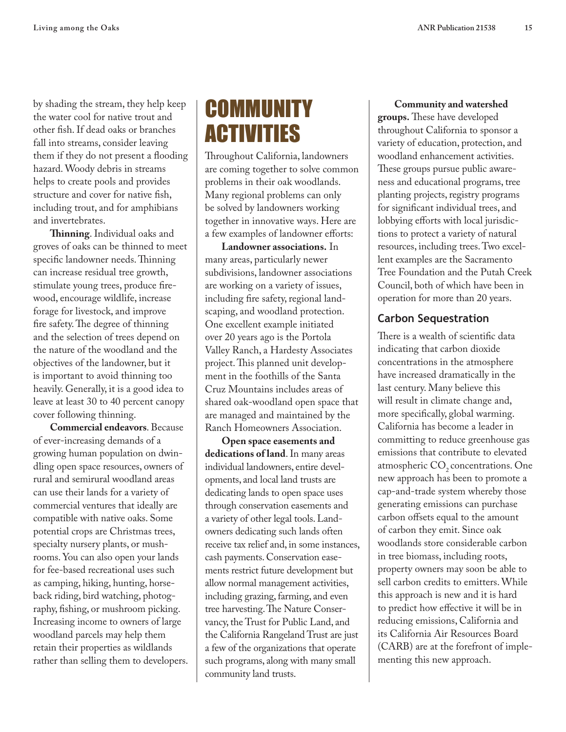by shading the stream, they help keep the water cool for native trout and other fish. If dead oaks or branches fall into streams, consider leaving them if they do not present a flooding hazard. Woody debris in streams helps to create pools and provides structure and cover for native fish, including trout, and for amphibians and invertebrates.

**Thinning**. Individual oaks and groves of oaks can be thinned to meet specific landowner needs. Thinning can increase residual tree growth, stimulate young trees, produce firewood, encourage wildlife, increase forage for livestock, and improve fire safety. The degree of thinning and the selection of trees depend on the nature of the woodland and the objectives of the landowner, but it is important to avoid thinning too heavily. Generally, it is a good idea to leave at least 30 to 40 percent canopy cover following thinning.

**Commercial endeavors**. Because of ever-increasing demands of a growing human population on dwindling open space resources, owners of rural and semirural woodland areas can use their lands for a variety of commercial ventures that ideally are compatible with native oaks. Some potential crops are Christmas trees, specialty nursery plants, or mushrooms. You can also open your lands for fee-based recreational uses such as camping, hiking, hunting, horseback riding, bird watching, photography, fishing, or mushroom picking. Increasing income to owners of large woodland parcels may help them retain their properties as wildlands rather than selling them to developers.

# COMMUNITY ACTIVITIES

Throughout California, landowners are coming together to solve common problems in their oak woodlands. Many regional problems can only be solved by landowners working together in innovative ways. Here are a few examples of landowner efforts:

**Landowner associations.** In many areas, particularly newer subdivisions, landowner associations are working on a variety of issues, including fire safety, regional landscaping, and woodland protection. One excellent example initiated over 20 years ago is the Portola Valley Ranch, a Hardesty Associates project. This planned unit development in the foothills of the Santa Cruz Mountains includes areas of shared oak-woodland open space that are managed and maintained by the Ranch Homeowners Association.

**Open space easements and dedications of land**. In many areas individual landowners, entire developments, and local land trusts are dedicating lands to open space uses through conservation easements and a variety of other legal tools. Landowners dedicating such lands often receive tax relief and, in some instances, cash payments. Conservation easements restrict future development but allow normal management activities, including grazing, farming, and even tree harvesting. The Nature Conservancy, the Trust for Public Land, and the California Rangeland Trust are just a few of the organizations that operate such programs, along with many small community land trusts.

**Community and watershed groups.** These have developed throughout California to sponsor a variety of education, protection, and woodland enhancement activities. These groups pursue public awareness and educational programs, tree planting projects, registry programs for significant individual trees, and lobbying efforts with local jurisdictions to protect a variety of natural resources, including trees. Two excellent examples are the Sacramento Tree Foundation and the Putah Creek Council, both of which have been in operation for more than 20 years.

## Carbon Sequestration

There is a wealth of scientific data indicating that carbon dioxide concentrations in the atmosphere have increased dramatically in the last century. Many believe this will result in climate change and, more specifically, global warming. California has become a leader in committing to reduce greenhouse gas emissions that contribute to elevated atmospheric $CO_2$ concentrations. One new approach has been to promote a cap-and-trade system whereby those generating emissions can purchase carbon offsets equal to the amount of carbon they emit. Since oak woodlands store considerable carbon in tree biomass, including roots, property owners may soon be able to sell carbon credits to emitters. While this approach is new and it is hard to predict how effective it will be in reducing emissions, California and its California Air Resources Board (CARB) are at the forefront of implementing this new approach.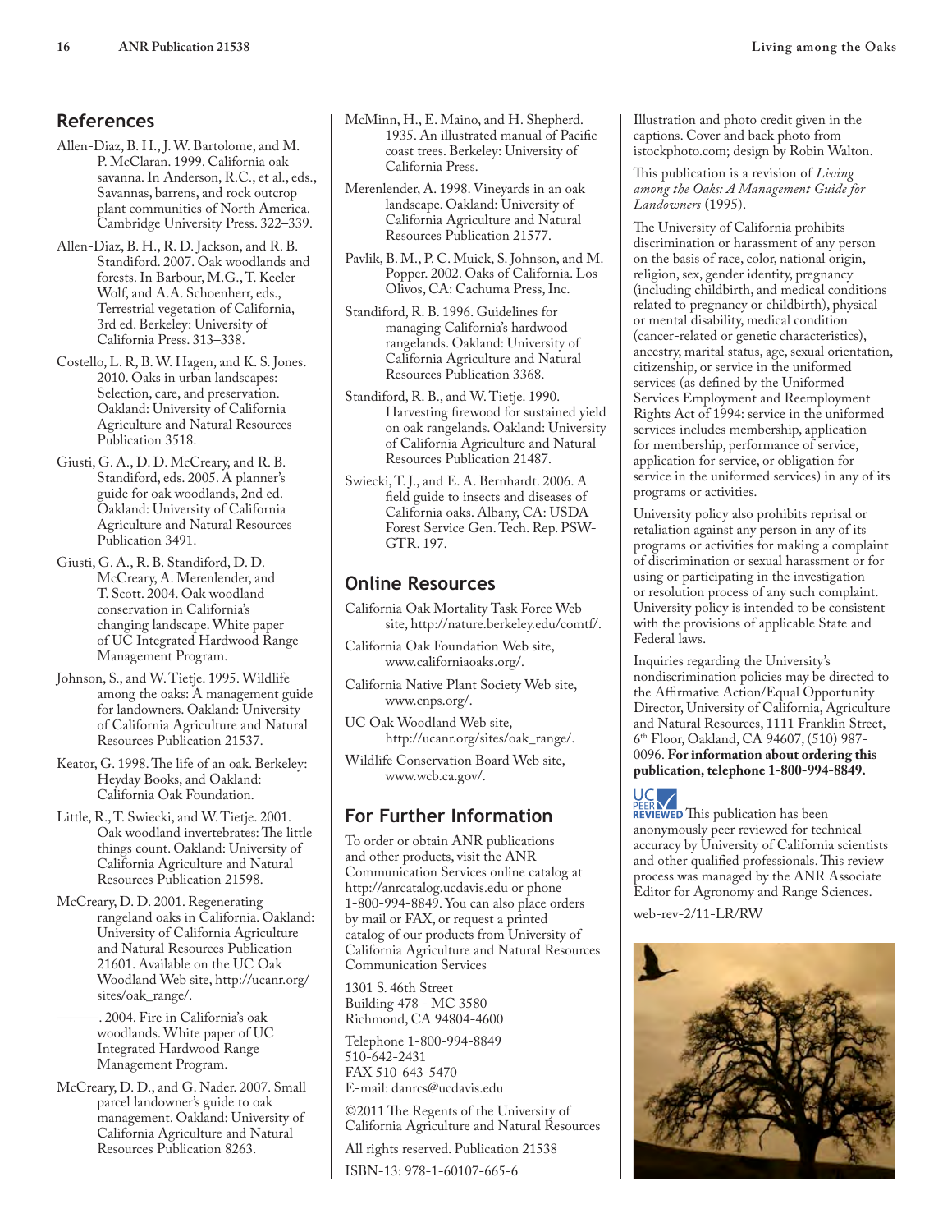## References

Allen-Diaz, B. H., J. W. Bartolome, and M. P. McClaran. 1999. California oak savanna. In Anderson, R.C., et al., eds., Savannas, barrens, and rock outcrop plant communities of North America. Cambridge University Press. 322–339.

Allen-Diaz, B. H., R. D. Jackson, and R. B. Standiford. 2007. Oak woodlands and forests. In Barbour, M.G., T. Keeler-Wolf, and A.A. Schoenherr, eds., Terrestrial vegetation of California, 3rd ed. Berkeley: University of California Press. 313–338.

Costello, L. R, B. W. Hagen, and K. S. Jones. 2010. Oaks in urban landscapes: Selection, care, and preservation. Oakland: University of California Agriculture and Natural Resources Publication 3518.

Giusti, G. A., D. D. McCreary, and R. B. Standiford, eds. 2005. A planner's guide for oak woodlands, 2nd ed. Oakland: University of California Agriculture and Natural Resources Publication 3491.

Giusti, G. A., R. B. Standiford, D. D. McCreary, A. Merenlender, and T. Scott. 2004. Oak woodland conservation in California's changing landscape. White paper of UC Integrated Hardwood Range Management Program.

Johnson, S., and W. Tietje. 1995. Wildlife among the oaks: A management guide for landowners. Oakland: University of California Agriculture and Natural Resources Publication 21537.

Keator, G. 1998. The life of an oak. Berkeley: Heyday Books, and Oakland: California Oak Foundation.

Little, R., T. Swiecki, and W. Tietje. 2001. Oak woodland invertebrates: The little things count. Oakland: University of California Agriculture and Natural Resources Publication 21598.

McCreary, D. D. 2001. Regenerating rangeland oaks in California. Oakland: University of California Agriculture and Natural Resources Publication 21601. Available on the UC Oak Woodland Web site, http://ucanr.org/sites/oak_range/.

———. 2004. Fire in California's oak woodlands. White paper of UC Integrated Hardwood Range Management Program.

McCreary, D. D., and G. Nader. 2007. Small parcel landowner's guide to oak management. Oakland: University of California Agriculture and Natural Resources Publication 8263.

McMinn, H., E. Maino, and H. Shepherd. 1935. An illustrated manual of Pacific coast trees. Berkeley: University of California Press.

Merenlender, A. 1998. Vineyards in an oak landscape. Oakland: University of California Agriculture and Natural Resources Publication 21577.

Pavlik, B. M., P. C. Muick, S. Johnson, and M. Popper. 2002. Oaks of California. Los Olivos, CA: Cachuma Press, Inc.

Standiford, R. B. 1996. Guidelines for managing California's hardwood rangelands. Oakland: University of California Agriculture and Natural Resources Publication 3368.

Standiford, R. B., and W. Tietje. 1990. Harvesting firewood for sustained yield on oak rangelands. Oakland: University of California Agriculture and Natural Resources Publication 21487.

Swiecki, T. J., and E. A. Bernhardt. 2006. A field guide to insects and diseases of California oaks. Albany, CA: USDA Forest Service Gen. Tech. Rep. PSW-GTR. 197.

## Online Resources

California Oak Mortality Task Force Web site, http://nature.berkeley.edu/comtf/.

California Oak Foundation Web site, www.californiaoaks.org/.

California Native Plant Society Web site, www.cnps.org/.

UC Oak Woodland Web site, http://ucanr.org/sites/oak_range/.

Wildlife Conservation Board Web site, www.wcb.ca.gov/.

## For Further Information

To order or obtain ANR publications and other products, visit the ANR Communication Services online catalog at http://anrcatalog.ucdavis.edu or phone 1-800-994-8849. You can also place orders by mail or FAX, or request a printed catalog of our products from University of California Agriculture and Natural Resources Communication Services

1301 S. 46th Street
Building 478 - MC 3580
Richmond, CA 94804-4600

Telephone 1-800-994-8849
510-642-2431
FAX 510-643-5470
E-mail: danrcs@ucdavis.edu

©2011 The Regents of the University of California Agriculture and Natural Resources

All rights reserved. Publication 21538

ISBN-13: 978-1-60107-665-6

Illustration and photo credit given in the captions. Cover and back photo from istockphoto.com; design by Robin Walton.

This publication is a revision of *Living among the Oaks: A Management Guide for Landowners* (1995).

The University of California prohibits discrimination or harassment of any person on the basis of race, color, national origin, religion, sex, gender identity, pregnancy (including childbirth, and medical conditions related to pregnancy or childbirth), physical or mental disability, medical condition (cancer-related or genetic characteristics), ancestry, marital status, age, sexual orientation, citizenship, or service in the uniformed services (as defined by the Uniformed Services Employment and Reemployment Rights Act of 1994: service in the uniformed services includes membership, application for membership, performance of service, application for service, or obligation for service in the uniformed services) in any of its programs or activities.

University policy also prohibits reprisal or retaliation against any person in any of its programs or activities for making a complaint of discrimination or sexual harassment or for using or participating in the investigation or resolution process of any such complaint. University policy is intended to be consistent with the provisions of applicable State and Federal laws.

Inquiries regarding the University's nondiscrimination policies may be directed to the Affirmative Action/Equal Opportunity Director, University of California, Agriculture and Natural Resources, 1111 Franklin Street, 6th Floor, Oakland, CA 94607, (510) 987-0096. **For information about ordering this publication, telephone 1-800-994-8849.**

UC PEER REVIEWED This publication has been anonymously peer reviewed for technical accuracy by University of California scientists and other qualified professionals. This review process was managed by the ANR Associate Editor for Agronomy and Range Sciences.

web-rev-2/11-LR/RW